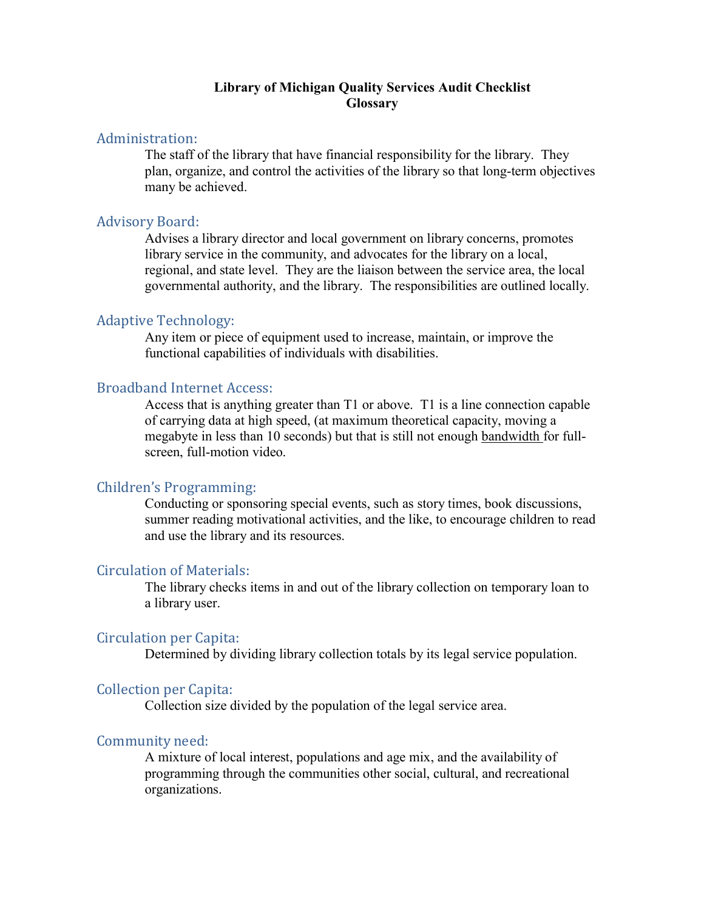# Library of Michigan Quality Services Audit Checklist
# Glossary

## Administration:

The staff of the library that have financial responsibility for the library. They plan, organize, and control the activities of the library so that long-term objectives many be achieved.

## Advisory Board:

Advises a library director and local government on library concerns, promotes library service in the community, and advocates for the library on a local, regional, and state level. They are the liaison between the service area, the local governmental authority, and the library. The responsibilities are outlined locally.

## Adaptive Technology:

Any item or piece of equipment used to increase, maintain, or improve the functional capabilities of individuals with disabilities.

## Broadband Internet Access:

Access that is anything greater than T1 or above. T1 is a line connection capable of carrying data at high speed, (at maximum theoretical capacity, moving a megabyte in less than 10 seconds) but that is still not enough bandwidth for full-screen, full-motion video.

## Children's Programming:

Conducting or sponsoring special events, such as story times, book discussions, summer reading motivational activities, and the like, to encourage children to read and use the library and its resources.

## Circulation of Materials:

The library checks items in and out of the library collection on temporary loan to a library user.

## Circulation per Capita:

Determined by dividing library collection totals by its legal service population.

## Collection per Capita:

Collection size divided by the population of the legal service area.

## Community need:

A mixture of local interest, populations and age mix, and the availability of programming through the communities other social, cultural, and recreational organizations.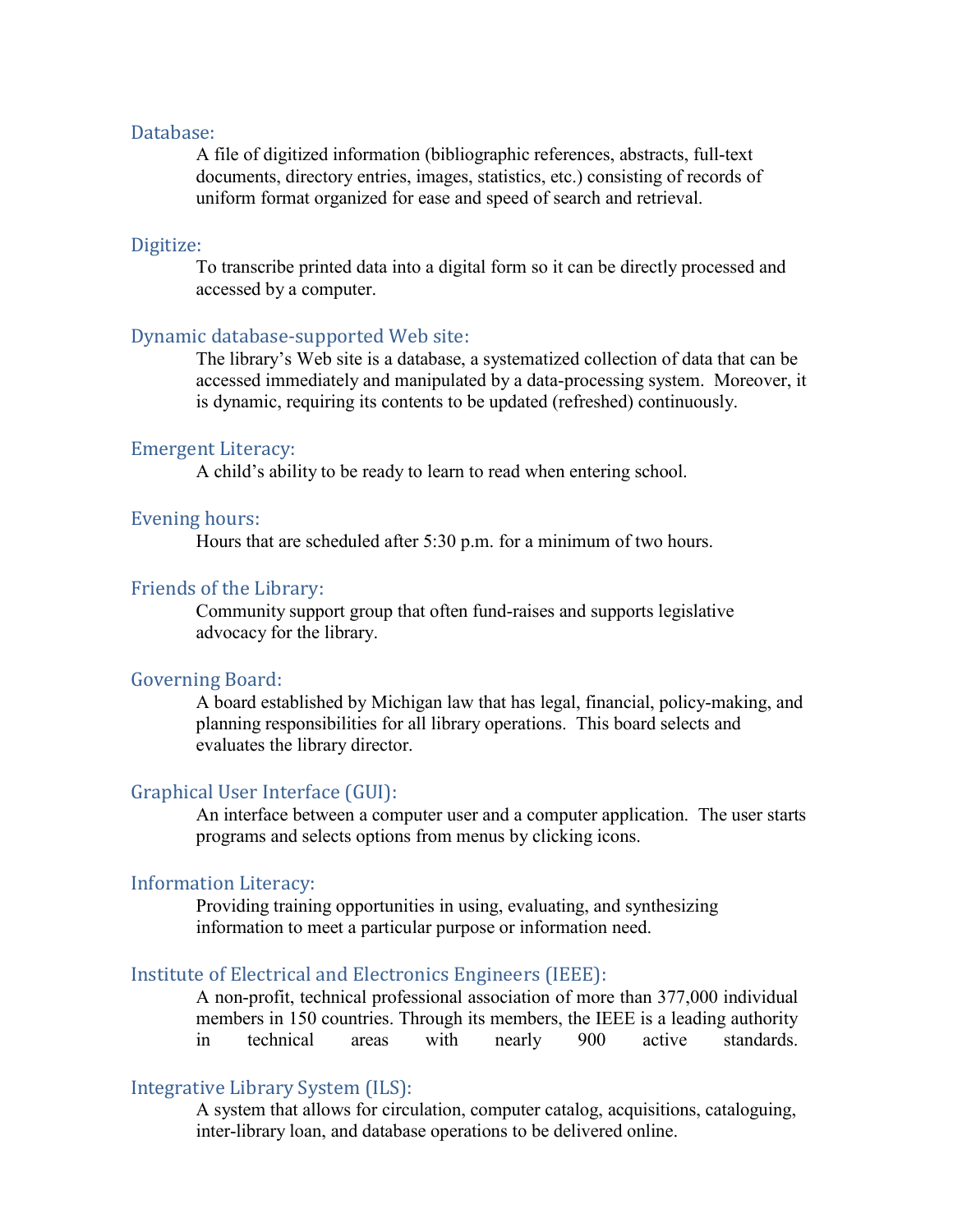### Database:

A file of digitized information (bibliographic references, abstracts, full-text documents, directory entries, images, statistics, etc.) consisting of records of uniform format organized for ease and speed of search and retrieval.

### Digitize:

To transcribe printed data into a digital form so it can be directly processed and accessed by a computer.

### Dynamic database-supported Web site:

The library's Web site is a database, a systematized collection of data that can be accessed immediately and manipulated by a data-processing system. Moreover, it is dynamic, requiring its contents to be updated (refreshed) continuously.

### Emergent Literacy:

A child's ability to be ready to learn to read when entering school.

### Evening hours:

Hours that are scheduled after 5:30 p.m. for a minimum of two hours.

### Friends of the Library:

Community support group that often fund-raises and supports legislative advocacy for the library.

### Governing Board:

A board established by Michigan law that has legal, financial, policy-making, and planning responsibilities for all library operations. This board selects and evaluates the library director.

### Graphical User Interface (GUI):

An interface between a computer user and a computer application. The user starts programs and selects options from menus by clicking icons.

### Information Literacy:

Providing training opportunities in using, evaluating, and synthesizing information to meet a particular purpose or information need.

### Institute of Electrical and Electronics Engineers (IEEE):

A non-profit, technical professional association of more than 377,000 individual members in 150 countries. Through its members, the IEEE is a leading authority in technical areas with nearly 900 active standards.

### Integrative Library System (ILS):

A system that allows for circulation, computer catalog, acquisitions, cataloguing, inter-library loan, and database operations to be delivered online.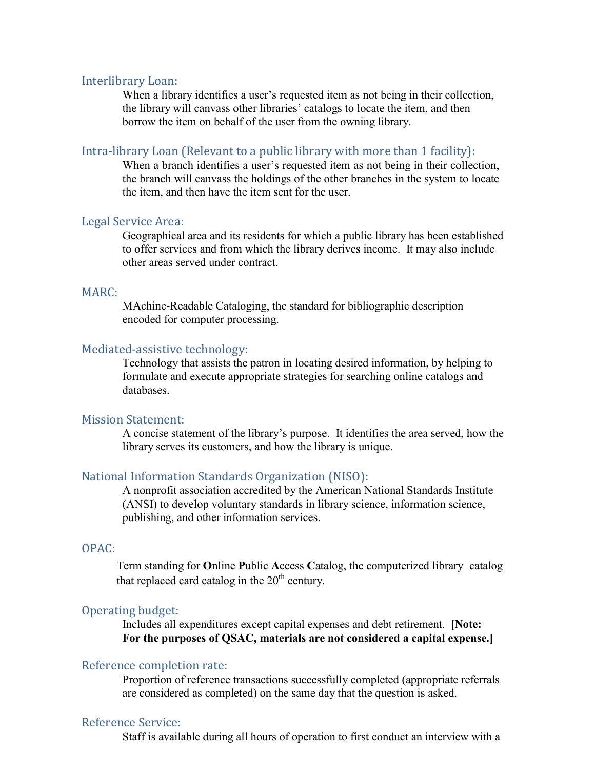### Interlibrary Loan:

When a library identifies a user's requested item as not being in their collection, the library will canvass other libraries' catalogs to locate the item, and then borrow the item on behalf of the user from the owning library.

### Intra-library Loan (Relevant to a public library with more than 1 facility):

When a branch identifies a user's requested item as not being in their collection, the branch will canvass the holdings of the other branches in the system to locate the item, and then have the item sent for the user.

### Legal Service Area:

Geographical area and its residents for which a public library has been established to offer services and from which the library derives income. It may also include other areas served under contract.

### MARC:

MAchine-Readable Cataloging, the standard for bibliographic description encoded for computer processing.

### Mediated-assistive technology:

Technology that assists the patron in locating desired information, by helping to formulate and execute appropriate strategies for searching online catalogs and databases.

### Mission Statement:

A concise statement of the library's purpose. It identifies the area served, how the library serves its customers, and how the library is unique.

### National Information Standards Organization (NISO):

A nonprofit association accredited by the American National Standards Institute (ANSI) to develop voluntary standards in library science, information science, publishing, and other information services.

### OPAC:

Term standing for **O**nline **P**ublic **A**ccess **C**atalog, the computerized library catalog that replaced card catalog in the 20th century.

### Operating budget:

Includes all expenditures except capital expenses and debt retirement. **[Note: For the purposes of QSAC, materials are not considered a capital expense.]**

### Reference completion rate:

Proportion of reference transactions successfully completed (appropriate referrals are considered as completed) on the same day that the question is asked.

### Reference Service:

Staff is available during all hours of operation to first conduct an interview with a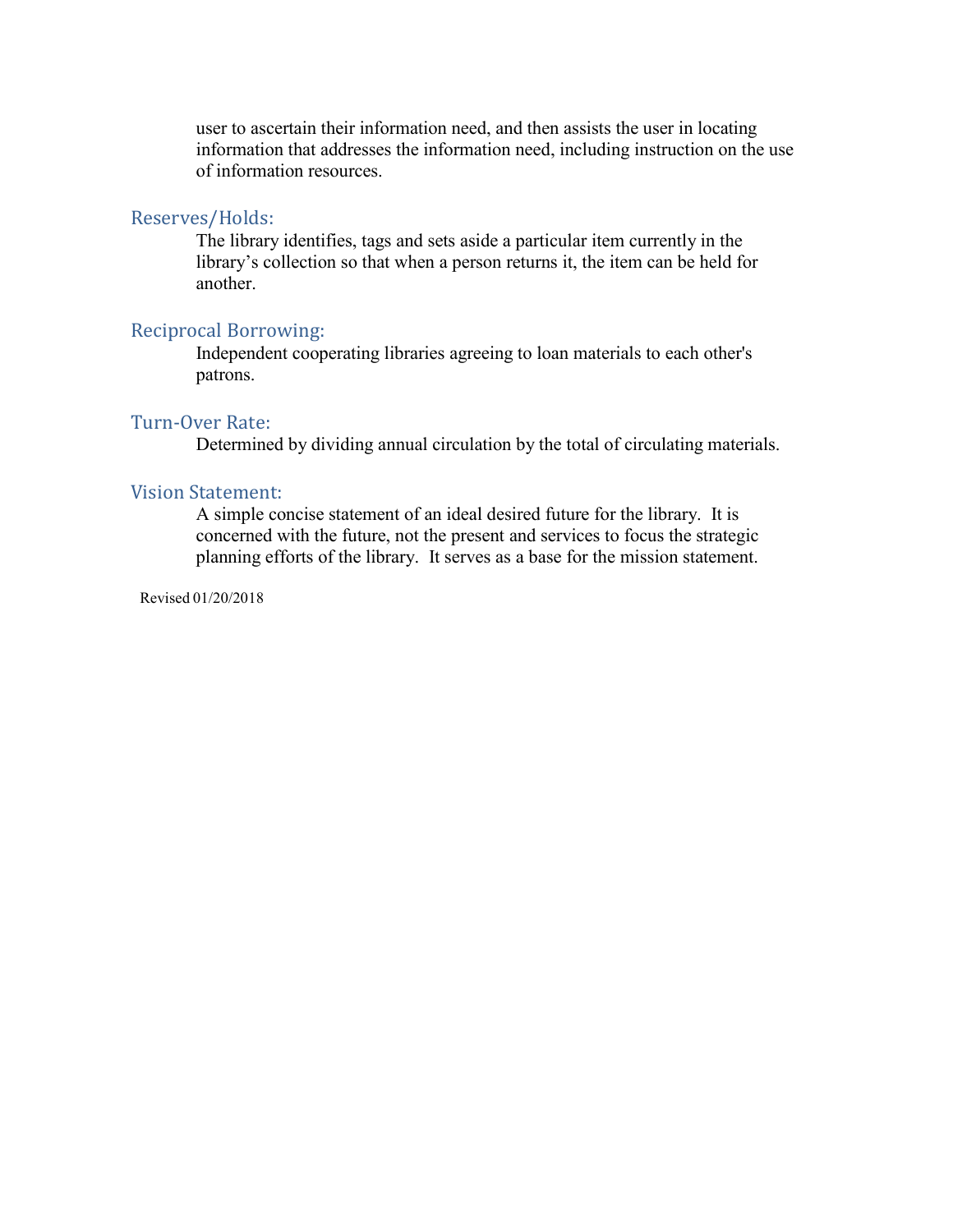user to ascertain their information need, and then assists the user in locating information that addresses the information need, including instruction on the use of information resources.

### Reserves/Holds:

The library identifies, tags and sets aside a particular item currently in the library's collection so that when a person returns it, the item can be held for another.

### Reciprocal Borrowing:

Independent cooperating libraries agreeing to loan materials to each other's patrons.

### Turn-Over Rate:

Determined by dividing annual circulation by the total of circulating materials.

### Vision Statement:

A simple concise statement of an ideal desired future for the library. It is concerned with the future, not the present and services to focus the strategic planning efforts of the library. It serves as a base for the mission statement.

Revised 01/20/2018